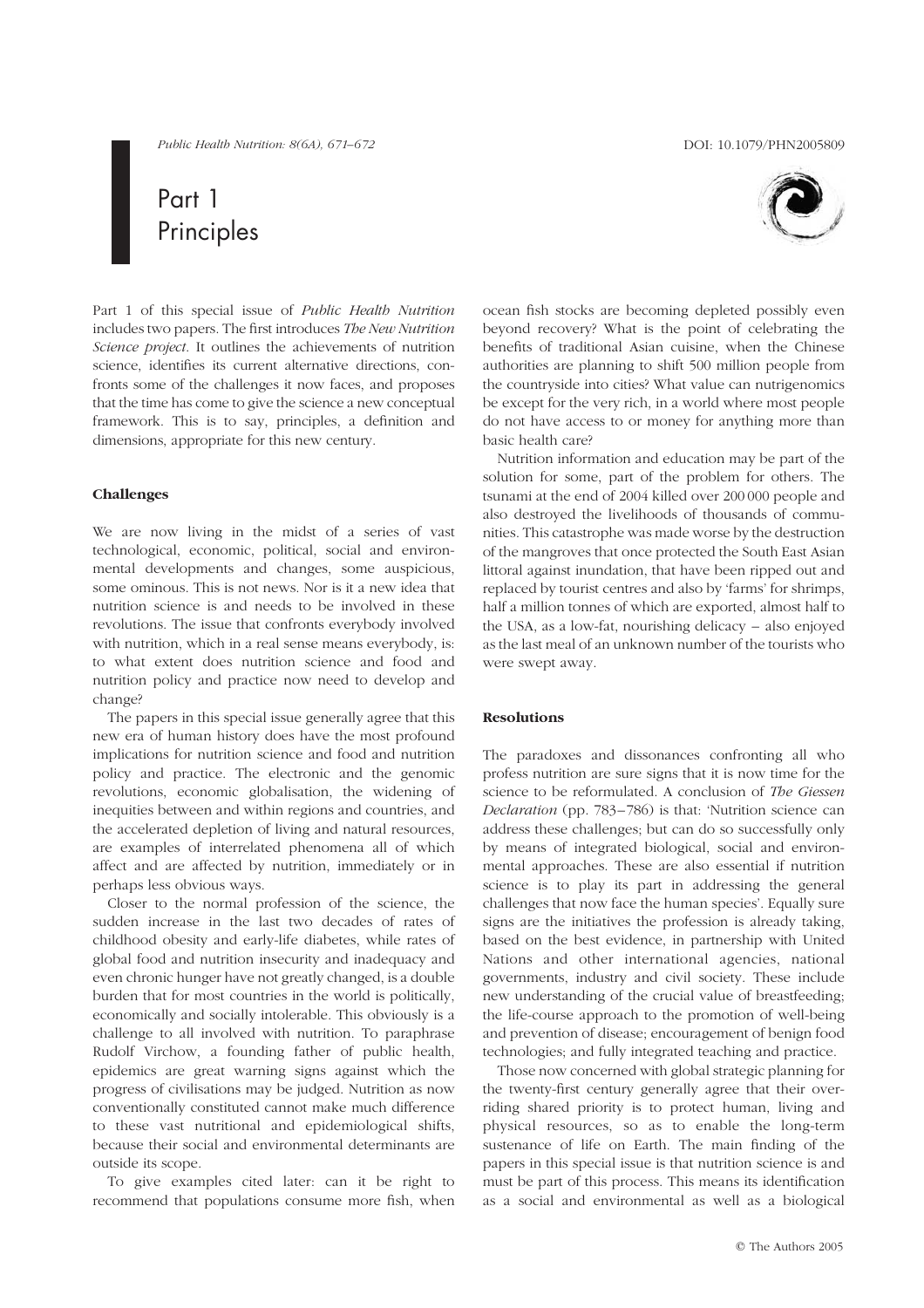# Part 1
# Principles

Part 1 of this special issue of *Public Health Nutrition* includes two papers. The first introduces *The New Nutrition Science project*. It outlines the achievements of nutrition science, identifies its current alternative directions, confronts some of the challenges it now faces, and proposes that the time has come to give the science a new conceptual framework. This is to say, principles, a definition and dimensions, appropriate for this new century.

### Challenges

We are now living in the midst of a series of vast technological, economic, political, social and environmental developments and changes, some auspicious, some ominous. This is not news. Nor is it a new idea that nutrition science is and needs to be involved in these revolutions. The issue that confronts everybody involved with nutrition, which in a real sense means everybody, is: to what extent does nutrition science and food and nutrition policy and practice now need to develop and change?

The papers in this special issue generally agree that this new era of human history does have the most profound implications for nutrition science and food and nutrition policy and practice. The electronic and the genomic revolutions, economic globalisation, the widening of inequities between and within regions and countries, and the accelerated depletion of living and natural resources, are examples of interrelated phenomena all of which affect and are affected by nutrition, immediately or in perhaps less obvious ways.

Closer to the normal profession of the science, the sudden increase in the last two decades of rates of childhood obesity and early-life diabetes, while rates of global food and nutrition insecurity and inadequacy and even chronic hunger have not greatly changed, is a double burden that for most countries in the world is politically, economically and socially intolerable. This obviously is a challenge to all involved with nutrition. To paraphrase Rudolf Virchow, a founding father of public health, epidemics are great warning signs against which the progress of civilisations may be judged. Nutrition as now conventionally constituted cannot make much difference to these vast nutritional and epidemiological shifts, because their social and environmental determinants are outside its scope.

To give examples cited later: can it be right to recommend that populations consume more fish, when ocean fish stocks are becoming depleted possibly even beyond recovery? What is the point of celebrating the benefits of traditional Asian cuisine, when the Chinese authorities are planning to shift 500 million people from the countryside into cities? What value can nutrigenomics be except for the very rich, in a world where most people do not have access to or money for anything more than basic health care?

Nutrition information and education may be part of the solution for some, part of the problem for others. The tsunami at the end of 2004 killed over 200 000 people and also destroyed the livelihoods of thousands of communities. This catastrophe was made worse by the destruction of the mangroves that once protected the South East Asian littoral against inundation, that have been ripped out and replaced by tourist centres and also by 'farms' for shrimps, half a million tonnes of which are exported, almost half to the USA, as a low-fat, nourishing delicacy – also enjoyed as the last meal of an unknown number of the tourists who were swept away.

### Resolutions

The paradoxes and dissonances confronting all who profess nutrition are sure signs that it is now time for the science to be reformulated. A conclusion of *The Giessen Declaration* (pp. 783–786) is that: 'Nutrition science can address these challenges; but can do so successfully only by means of integrated biological, social and environmental approaches. These are also essential if nutrition science is to play its part in addressing the general challenges that now face the human species'. Equally sure signs are the initiatives the profession is already taking, based on the best evidence, in partnership with United Nations and other international agencies, national governments, industry and civil society. These include new understanding of the crucial value of breastfeeding; the life-course approach to the promotion of well-being and prevention of disease; encouragement of benign food technologies; and fully integrated teaching and practice.

Those now concerned with global strategic planning for the twenty-first century generally agree that their overriding shared priority is to protect human, living and physical resources, so as to enable the long-term sustenance of life on Earth. The main finding of the papers in this special issue is that nutrition science is and must be part of this process. This means its identification as a social and environmental as well as a biological

© The Authors 2005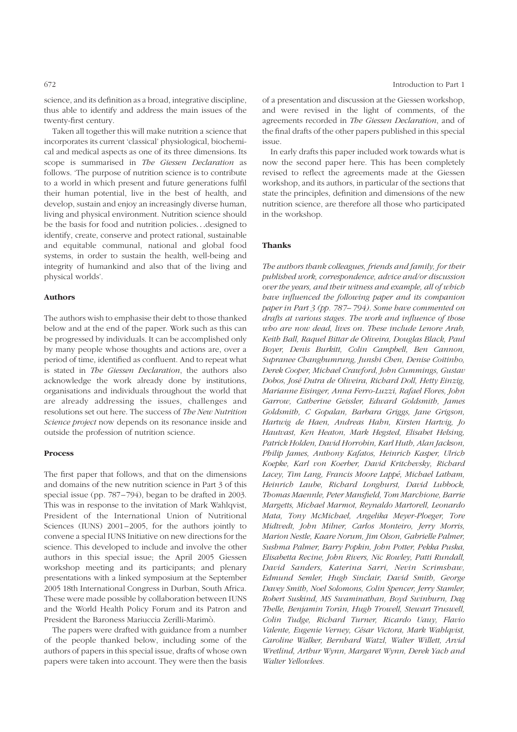science, and its definition as a broad, integrative discipline, thus able to identify and address the main issues of the twenty-first century.

Taken all together this will make nutrition a science that incorporates its current 'classical' physiological, biochemical and medical aspects as one of its three dimensions. Its scope is summarised in *The Giessen Declaration* as follows. 'The purpose of nutrition science is to contribute to a world in which present and future generations fulfil their human potential, live in the best of health, and develop, sustain and enjoy an increasingly diverse human, living and physical environment. Nutrition science should be the basis for food and nutrition policies…designed to identify, create, conserve and protect rational, sustainable and equitable communal, national and global food systems, in order to sustain the health, well-being and integrity of humankind and also that of the living and physical worlds'.

### Authors

The authors wish to emphasise their debt to those thanked below and at the end of the paper. Work such as this can be progressed by individuals. It can be accomplished only by many people whose thoughts and actions are, over a period of time, identified as confluent. And to repeat what is stated in *The Giessen Declaration*, the authors also acknowledge the work already done by institutions, organisations and individuals throughout the world that are already addressing the issues, challenges and resolutions set out here. The success of *The New Nutrition Science project* now depends on its resonance inside and outside the profession of nutrition science.

### Process

The first paper that follows, and that on the dimensions and domains of the new nutrition science in Part 3 of this special issue (pp. 787–794), began to be drafted in 2003. This was in response to the invitation of Mark Wahlqvist, President of the International Union of Nutritional Sciences (IUNS) 2001–2005, for the authors jointly to convene a special IUNS Initiative on new directions for the science. This developed to include and involve the other authors in this special issue; the April 2005 Giessen workshop meeting and its participants; and plenary presentations with a linked symposium at the September 2005 18th International Congress in Durban, South Africa. These were made possible by collaboration between IUNS and the World Health Policy Forum and its Patron and President the Baroness Mariuccia Zerilli-Marimò.

The papers were drafted with guidance from a number of the people thanked below, including some of the authors of papers in this special issue, drafts of whose own papers were taken into account. They were then the basis of a presentation and discussion at the Giessen workshop, and were revised in the light of comments, of the agreements recorded in *The Giessen Declaration*, and of the final drafts of the other papers published in this special issue.

In early drafts this paper included work towards what is now the second paper here. This has been completely revised to reflect the agreements made at the Giessen workshop, and its authors, in particular of the sections that state the principles, definition and dimensions of the new nutrition science, are therefore all those who participated in the workshop.

### Thanks

*The authors thank colleagues, friends and family, for their published work, correspondence, advice and/or discussion over the years, and their witness and example, all of which have influenced the following paper and its companion paper in Part 3 (pp. 787–794). Some have commented on drafts at various stages. The work and influence of those who are now dead, lives on. These include Lenore Arab, Keith Ball, Raquel Bittar de Oliveira, Douglas Black, Paul Boyer, Denis Burkitt, Colin Campbell, Ben Cannon, Supranee Changbumrung, Junshi Chen, Denise Coitinho, Derek Cooper, Michael Crawford, John Cummings, Gustav Dobos, José Dutra de Oliveira, Richard Doll, Hetty Einzig, Marianne Eisinger, Anna Ferro-Luzzi, Rafael Flores, John Garrow, Catherine Geissler, Edward Goldsmith, James Goldsmith, C Gopalan, Barbara Griggs, Jane Grigson, Hartwig de Haen, Andreas Hahn, Kirsten Hartwig, Jo Hautvast, Ken Heaton, Mark Hegsted, Elisabet Helsing, Patrick Holden, David Horrobin, Karl Huth, Alan Jackson, Philip James, Anthony Kafatos, Heinrich Kasper, Ulrich Koepke, Karl von Koerber, David Kritchevsky, Richard Lacey, Tim Lang, Francis Moore Lappé, Michael Latham, Heinrich Laube, Richard Longhurst, David Lubbock, Thomas Maennle, Peter Mansfield, Tom Marchione, Barrie Margetts, Michael Marmot, Reynaldo Martorell, Leonardo Mata, Tony McMichael, Angelika Meyer-Ploeger, Tore Midtvedt, John Milner, Carlos Monteiro, Jerry Morris, Marion Nestle, Kaare Norum, Jim Olson, Gabrielle Palmer, Sushma Palmer, Barry Popkin, John Potter, Pekka Puska, Elisabetta Recine, John Rivers, Nic Rowley, Patti Rundall, David Sanders, Katerina Sarri, Nevin Scrimshaw, Edmund Semler, Hugh Sinclair, David Smith, George Davey Smith, Noel Solomons, Colin Spencer, Jerry Stamler, Robert Suskind, MS Swaminathan, Boyd Swinburn, Dag Thelle, Benjamin Torún, Hugh Trowell, Stewart Truswell, Colin Tudge, Richard Turner, Ricardo Uauy, Flavio Valente, Eugenie Verney, César Victora, Mark Wahlqvist, Caroline Walker, Bernhard Watzl, Walter Willett, Arvid Wretlind, Arthur Wynn, Margaret Wynn, Derek Yach and Walter Yellowlees.*